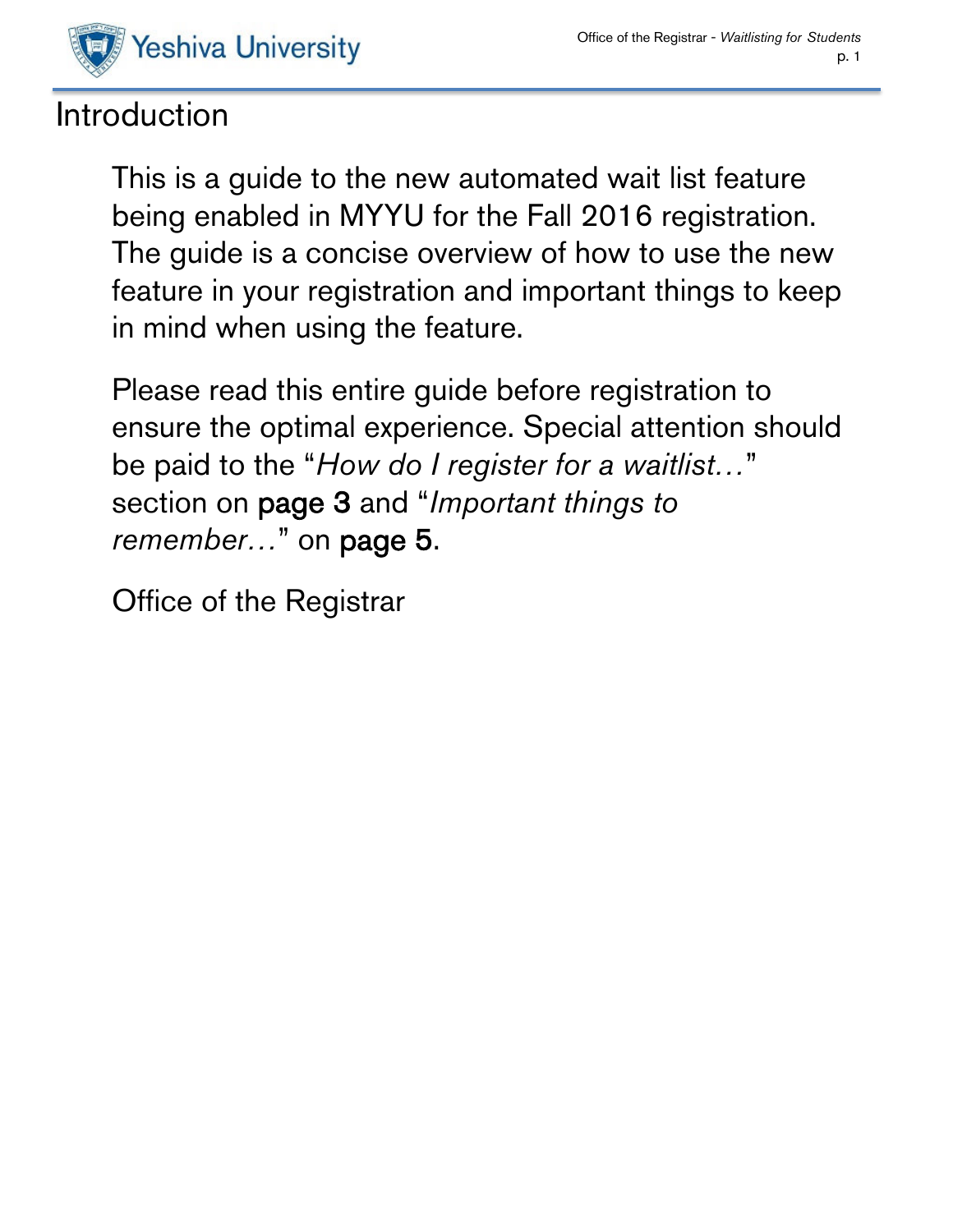# Introduction

This is a guide to the new automated wait list feature being enabled in MYYU for the Fall 2016 registration. The guide is a concise overview of how to use the new feature in your registration and important things to keep in mind when using the feature.

Please read this entire guide before registration to ensure the optimal experience. Special attention should be paid to the "*How do I register for a waitlist…*" section on page 3 and "*Important things to remember…*" on page 5.

Office of the Registrar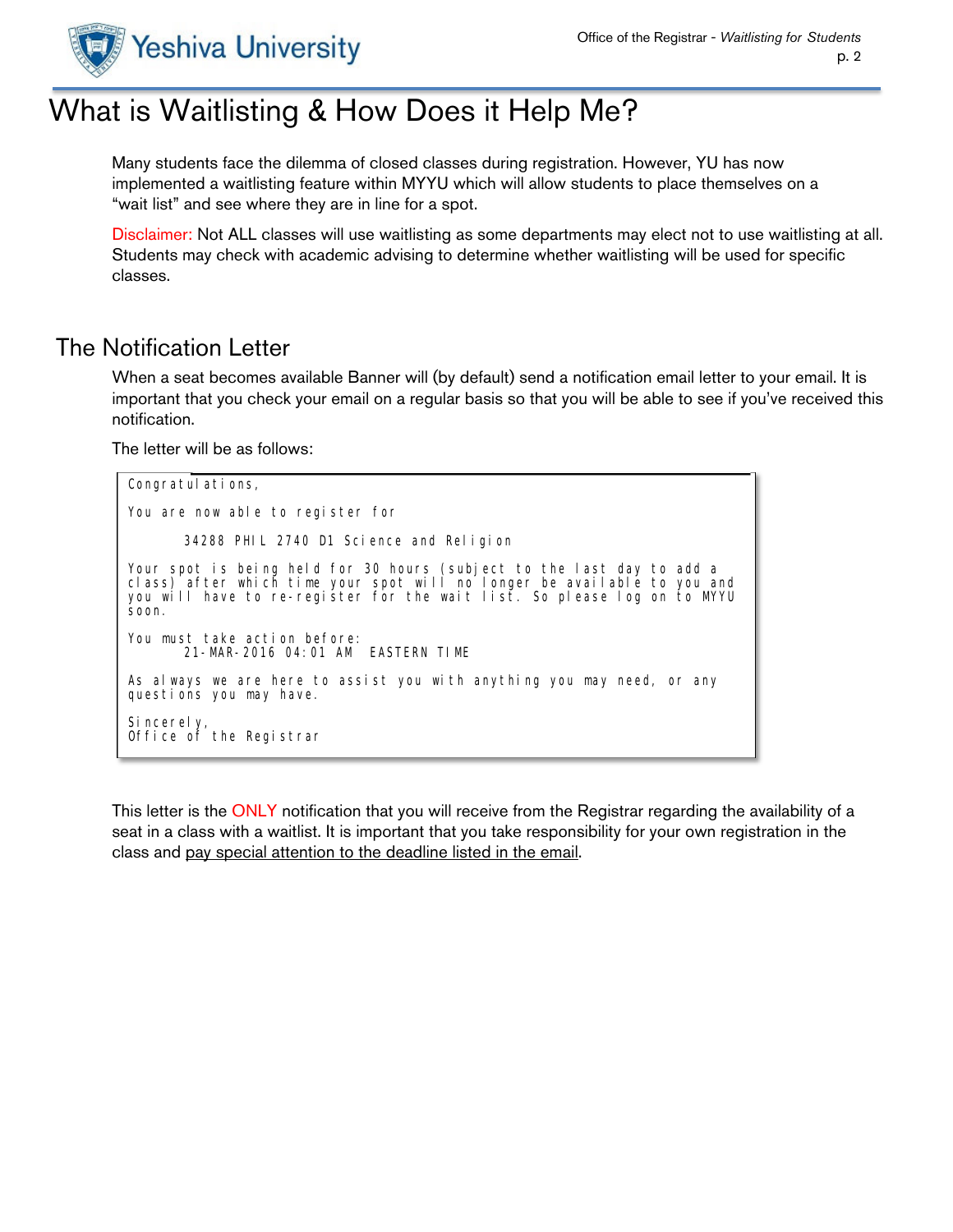# What is Waitlisting & How Does it Help Me?

Many students face the dilemma of closed classes during registration. However, YU has now implemented a waitlisting feature within MYYU which will allow students to place themselves on a "wait list" and see where they are in line for a spot.

Disclaimer: Not ALL classes will use waitlisting as some departments may elect not to use waitlisting at all. Students may check with academic advising to determine whether waitlisting will be used for specific classes.

## The Notification Letter

When a seat becomes available Banner will (by default) send a notification email letter to your email. It is important that you check your email on a regular basis so that you will be able to see if you've received this notification.

The letter will be as follows:

```
Congratulations,

You are now able to register for

       34288 PHIL 2740 D1 Science and Religion

Your spot is being held for 30 hours (subject to the last day to add a
class) after which time your spot will no longer be available to you and
you will have to re-register for the wait list. So please log on to MYYU
soon.

You must take action before:
       21-MAR-2016 04:01 AM  EASTERN TIME

As always we are here to assist you with anything you may need, or any
questions you may have.

Sincerely,
Office of the Registrar
```

This letter is the ONLY notification that you will receive from the Registrar regarding the availability of a seat in a class with a waitlist. It is important that you take responsibility for your own registration in the class and pay special attention to the deadline listed in the email.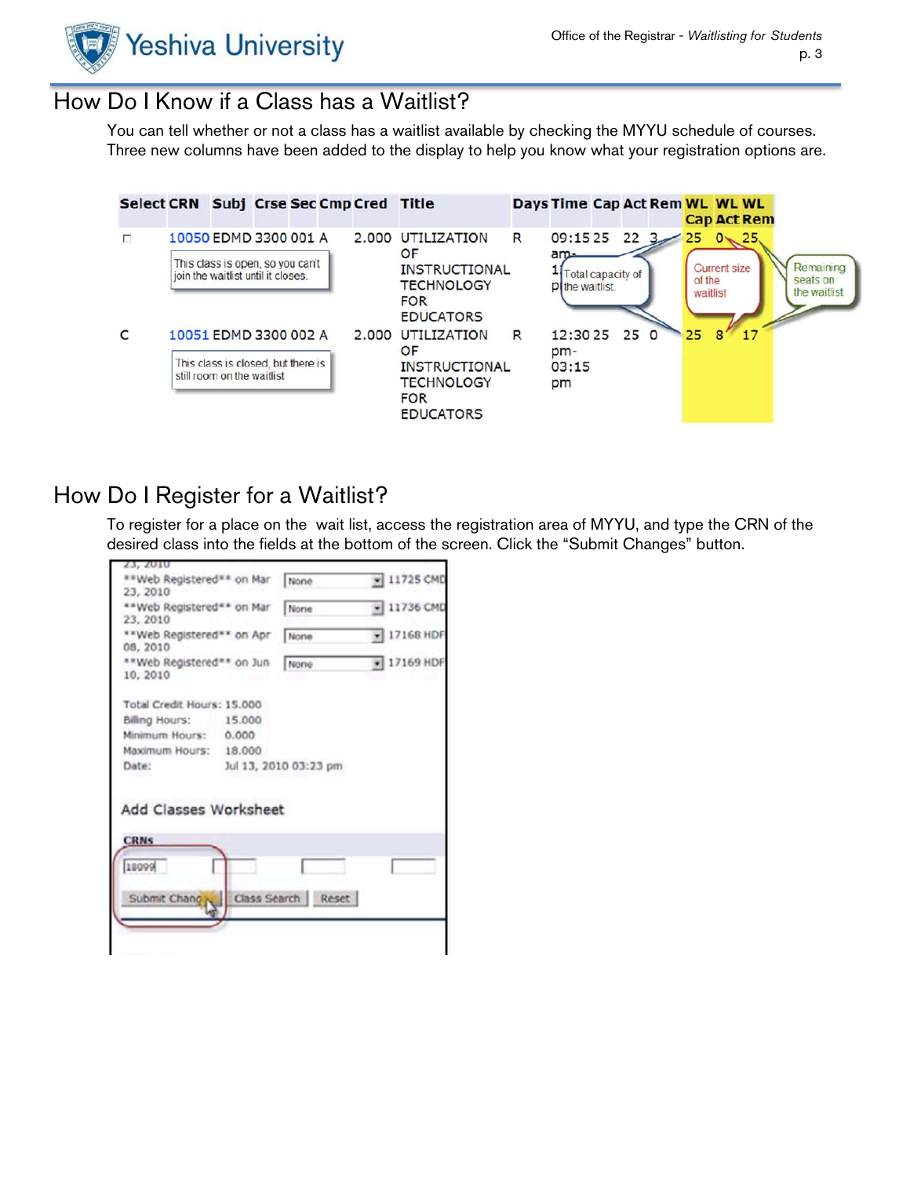## How Do I Know if a Class has a Waitlist?

You can tell whether or not a class has a waitlist available by checking the MYYU schedule of courses. Three new columns have been added to the display to help you know what your registration options are.

| Select | CRN | Subj | Crse | Sec | Cmp | Cred | Title | Days | Time | Cap | Act | Rem | WL Cap | WL Act | WL Rem |
|---|---|---|---|---|---|---|---|---|---|---|---|---|---|---|---|
| ☐ | 10050 | EDMD | 3300 | 001 | A | 2.000 | UTILIZATION OF INSTRUCTIONAL TECHNOLOGY FOR EDUCATORS | R | 09:15 am-1... p... | 25 | 22 | 3 | 25 | 0 | 25 |
| C | 10051 | EDMD | 3300 | 002 | A | 2.000 | UTILIZATION OF INSTRUCTIONAL TECHNOLOGY FOR EDUCATORS | R | 12:30 pm-03:15 pm | 25 | 25 | 0 | 25 | 8 | 17 |

Callouts: "This class is open, so you can't join the waitlist until it closes." "This class is closed, but there is still room on the waitlist" "Total capacity of the waitlist." "Current size of the waitlist" "Remaining seats on the waitlist"

## How Do I Register for a Waitlist?

To register for a place on the wait list, access the registration area of MYYU, and type the CRN of the desired class into the fields at the bottom of the screen. Click the "Submit Changes" button.

**Web Registered** on Mar 23, 2010 | None | 11725 CMD
**Web Registered** on Mar 23, 2010 | None | 11736 CMD
**Web Registered** on Apr 08, 2010 | None | 17168 HDF
**Web Registered** on Jun 10, 2010 | None | 17169 HDF

Total Credit Hours: 15.000
Billing Hours: 15.000
Minimum Hours: 0.000
Maximum Hours: 18.000
Date: Jul 13, 2010 03:23 pm

Add Classes Worksheet

CRNs

18099

Submit Changes | Class Search | Reset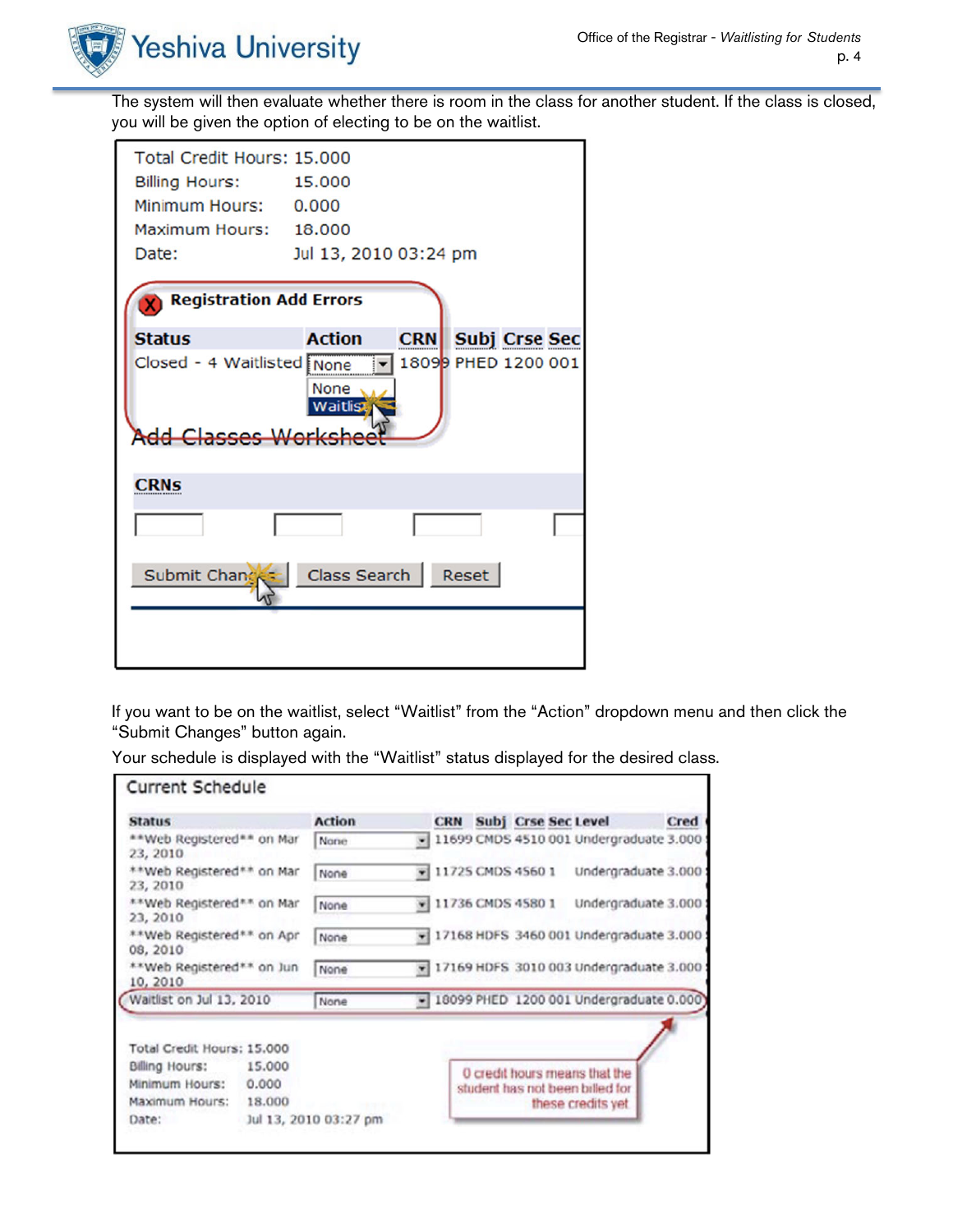The system will then evaluate whether there is room in the class for another student. If the class is closed, you will be given the option of electing to be on the waitlist.

Total Credit Hours: 15.000
Billing Hours: 15.000
Minimum Hours: 0.000
Maximum Hours: 18.000
Date: Jul 13, 2010 03:24 pm

**Registration Add Errors**

| Status | Action | CRN | Subj | Crse | Sec |
|---|---|---|---|---|---|
| Closed - 4 Waitlisted | None | 18099 | PHED | 1200 | 001 |

None
Waitlist

Add Classes Worksheet

**CRNs**

Submit Changes | Class Search | Reset

If you want to be on the waitlist, select "Waitlist" from the "Action" dropdown menu and then click the "Submit Changes" button again.

Your schedule is displayed with the "Waitlist" status displayed for the desired class.

**Current Schedule**

| Status | Action | CRN | Subj | Crse | Sec | Level | Cred |
|---|---|---|---|---|---|---|---|
| **Web Registered** on Mar 23, 2010 | None | 11699 | CMDS | 4510 | 001 | Undergraduate | 3.000 |
| **Web Registered** on Mar 23, 2010 | None | 11725 | CMDS | 4560 | 1 | Undergraduate | 3.000 |
| **Web Registered** on Mar 23, 2010 | None | 11736 | CMDS | 4580 | 1 | Undergraduate | 3.000 |
| **Web Registered** on Apr 08, 2010 | None | 17168 | HDFS | 3460 | 001 | Undergraduate | 3.000 |
| **Web Registered** on Jun 10, 2010 | None | 17169 | HDFS | 3010 | 003 | Undergraduate | 3.000 |
| Waitlist on Jul 13, 2010 | None | 18099 | PHED | 1200 | 001 | Undergraduate | 0.000 |

Total Credit Hours: 15.000
Billing Hours: 15.000
Minimum Hours: 0.000
Maximum Hours: 18.000
Date: Jul 13, 2010 03:27 pm

0 credit hours means that the student has not been billed for these credits yet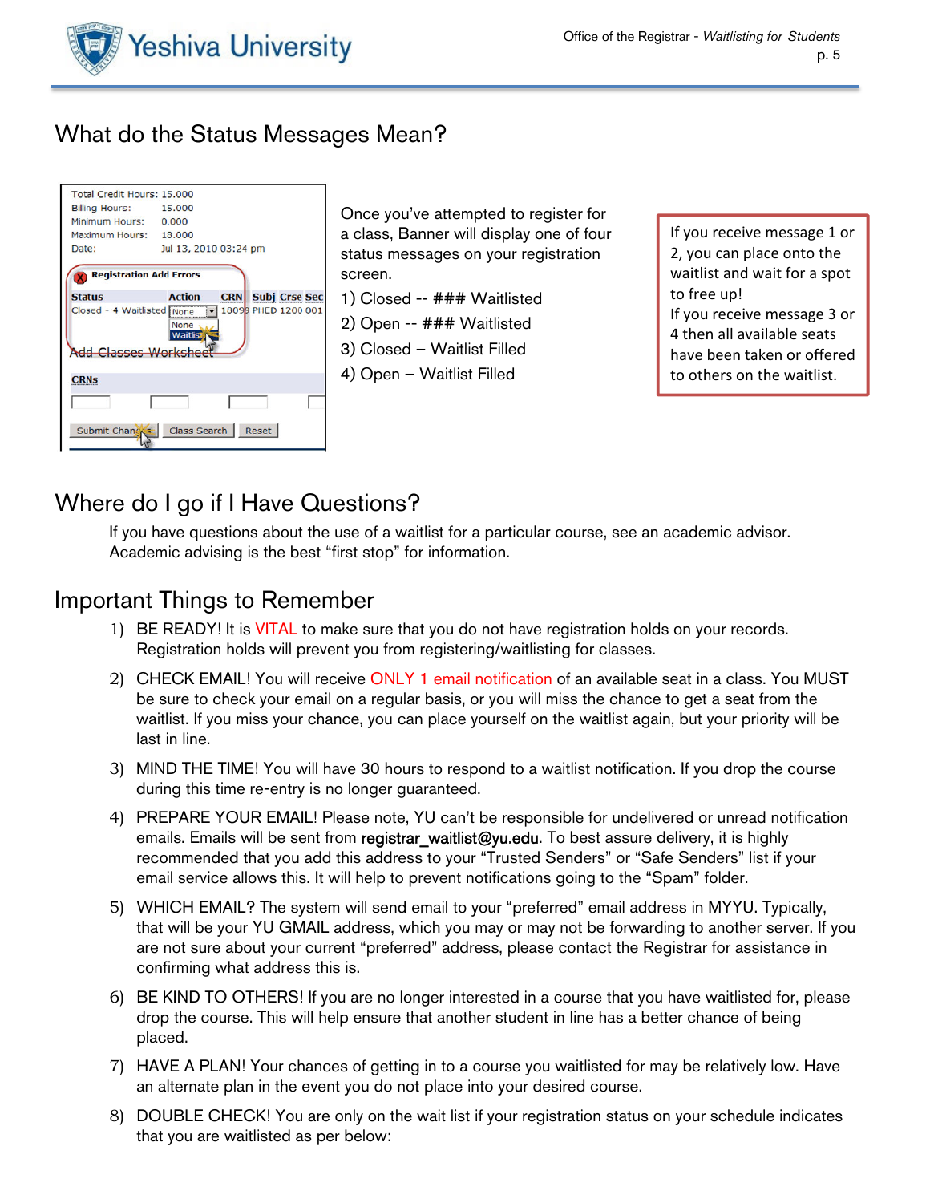## What do the Status Messages Mean?

Once you've attempted to register for a class, Banner will display one of four status messages on your registration screen.

1) Closed -- ### Waitlisted
2) Open -- ### Waitlisted
3) Closed – Waitlist Filled
4) Open – Waitlist Filled

If you receive message 1 or 2, you can place onto the waitlist and wait for a spot to free up!
If you receive message 3 or 4 then all available seats have been taken or offered to others on the waitlist.

## Where do I go if I Have Questions?

If you have questions about the use of a waitlist for a particular course, see an academic advisor. Academic advising is the best "first stop" for information.

## Important Things to Remember

1) BE READY! It is VITAL to make sure that you do not have registration holds on your records. Registration holds will prevent you from registering/waitlisting for classes.

2) CHECK EMAIL! You will receive ONLY 1 email notification of an available seat in a class. You MUST be sure to check your email on a regular basis, or you will miss the chance to get a seat from the waitlist. If you miss your chance, you can place yourself on the waitlist again, but your priority will be last in line.

3) MIND THE TIME! You will have 30 hours to respond to a waitlist notification. If you drop the course during this time re-entry is no longer guaranteed.

4) PREPARE YOUR EMAIL! Please note, YU can't be responsible for undelivered or unread notification emails. Emails will be sent from registrar_waitlist@yu.edu. To best assure delivery, it is highly recommended that you add this address to your "Trusted Senders" or "Safe Senders" list if your email service allows this. It will help to prevent notifications going to the "Spam" folder.

5) WHICH EMAIL? The system will send email to your "preferred" email address in MYYU. Typically, that will be your YU GMAIL address, which you may or may not be forwarding to another server. If you are not sure about your current "preferred" address, please contact the Registrar for assistance in confirming what address this is.

6) BE KIND TO OTHERS! If you are no longer interested in a course that you have waitlisted for, please drop the course. This will help ensure that another student in line has a better chance of being placed.

7) HAVE A PLAN! Your chances of getting in to a course you waitlisted for may be relatively low. Have an alternate plan in the event you do not place into your desired course.

8) DOUBLE CHECK! You are only on the wait list if your registration status on your schedule indicates that you are waitlisted as per below: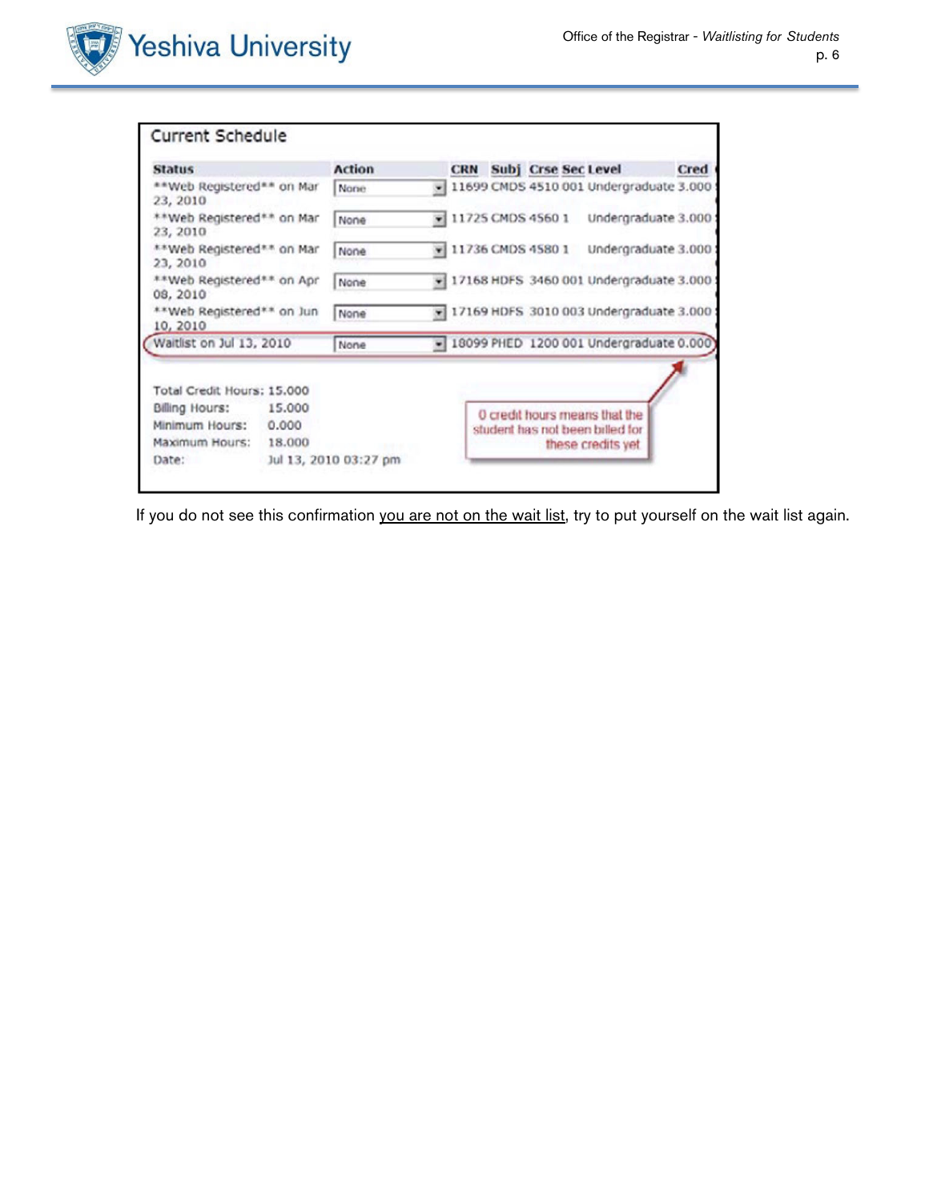## Current Schedule

| Status | Action | CRN | Subj | Crse | Sec | Level | Cred |
|---|---|---|---|---|---|---|---|
| **Web Registered** on Mar 23, 2010 | None | 11699 | CMDS | 4510 | 001 | Undergraduate | 3.000 |
| **Web Registered** on Mar 23, 2010 | None | 11725 | CMDS | 4560 | 1 | Undergraduate | 3.000 |
| **Web Registered** on Mar 23, 2010 | None | 11736 | CMDS | 4580 | 1 | Undergraduate | 3.000 |
| **Web Registered** on Apr 08, 2010 | None | 17168 | HDFS | 3460 | 001 | Undergraduate | 3.000 |
| **Web Registered** on Jun 10, 2010 | None | 17169 | HDFS | 3010 | 003 | Undergraduate | 3.000 |
| Waitlist on Jul 13, 2010 | None | 18099 | PHED | 1200 | 001 | Undergraduate | 0.000 |

Total Credit Hours: 15.000
Billing Hours: 15.000
Minimum Hours: 0.000
Maximum Hours: 18.000
Date: Jul 13, 2010 03:27 pm

0 credit hours means that the student has not been billed for these credits yet

If you do not see this confirmation you are not on the wait list, try to put yourself on the wait list again.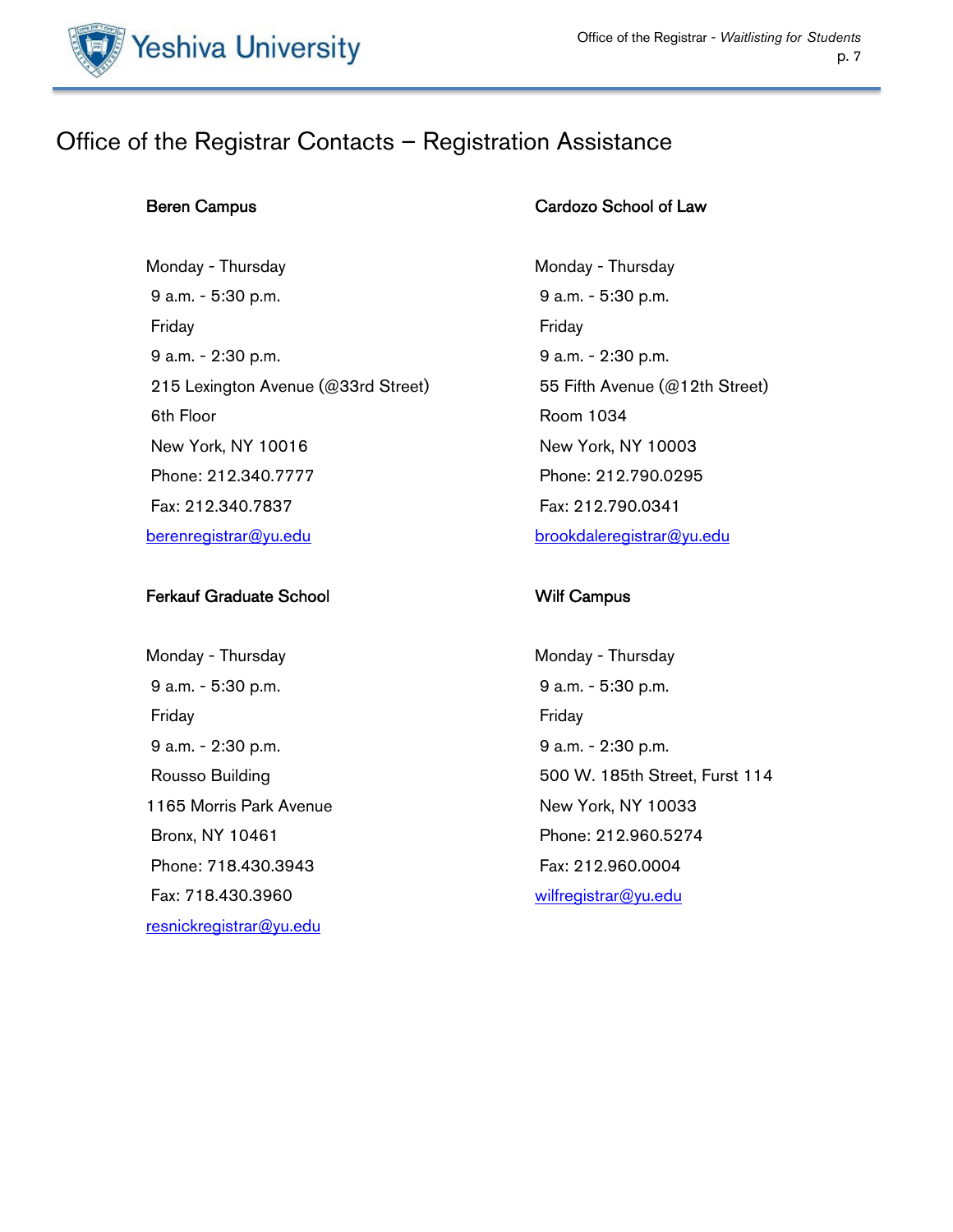# Office of the Registrar Contacts – Registration Assistance

### Beren Campus

Monday - Thursday
9 a.m. - 5:30 p.m.
Friday
9 a.m. - 2:30 p.m.
215 Lexington Avenue (@33rd Street)
6th Floor
New York, NY 10016
Phone: 212.340.7777
Fax: 212.340.7837
berenregistrar@yu.edu

### Cardozo School of Law

Monday - Thursday
9 a.m. - 5:30 p.m.
Friday
9 a.m. - 2:30 p.m.
55 Fifth Avenue (@12th Street)
Room 1034
New York, NY 10003
Phone: 212.790.0295
Fax: 212.790.0341
brookdaleregistrar@yu.edu

### Ferkauf Graduate School

Monday - Thursday
9 a.m. - 5:30 p.m.
Friday
9 a.m. - 2:30 p.m.
Rousso Building
1165 Morris Park Avenue
Bronx, NY 10461
Phone: 718.430.3943
Fax: 718.430.3960
resnickregistrar@yu.edu

### Wilf Campus

Monday - Thursday
9 a.m. - 5:30 p.m.
Friday
9 a.m. - 2:30 p.m.
500 W. 185th Street, Furst 114
New York, NY 10033
Phone: 212.960.5274
Fax: 212.960.0004
wilfregistrar@yu.edu